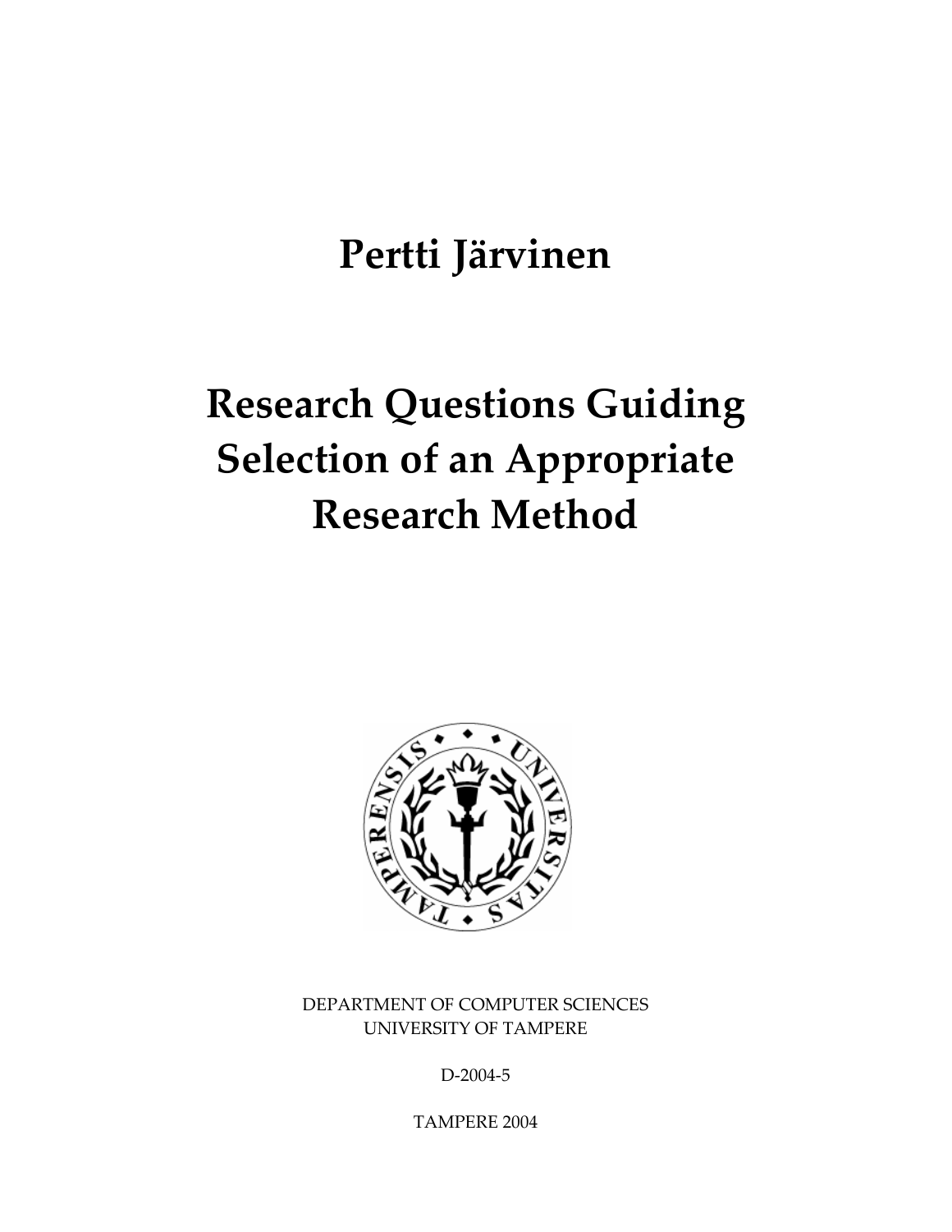# Pertti Järvinen

# Research Questions Guiding Selection of an Appropriate Research Method

DEPARTMENT OF COMPUTER SCIENCES
UNIVERSITY OF TAMPERE

D-2004-5

TAMPERE 2004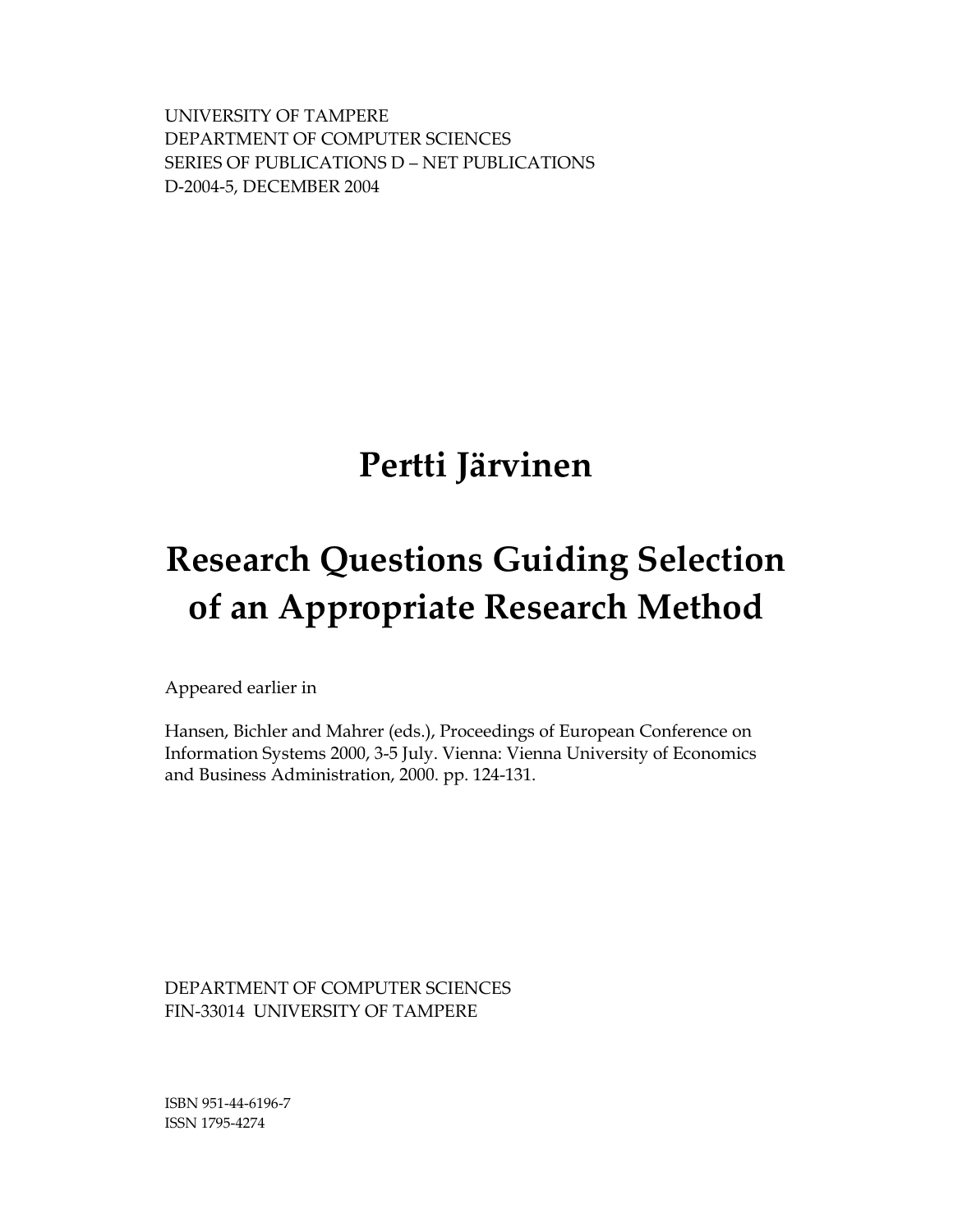UNIVERSITY OF TAMPERE
DEPARTMENT OF COMPUTER SCIENCES
SERIES OF PUBLICATIONS D – NET PUBLICATIONS
D-2004-5, DECEMBER 2004

# Pertti Järvinen

# Research Questions Guiding Selection of an Appropriate Research Method

Appeared earlier in

Hansen, Bichler and Mahrer (eds.), Proceedings of European Conference on Information Systems 2000, 3-5 July. Vienna: Vienna University of Economics and Business Administration, 2000. pp. 124-131.

DEPARTMENT OF COMPUTER SCIENCES
FIN-33014 UNIVERSITY OF TAMPERE

ISBN 951-44-6196-7
ISSN 1795-4274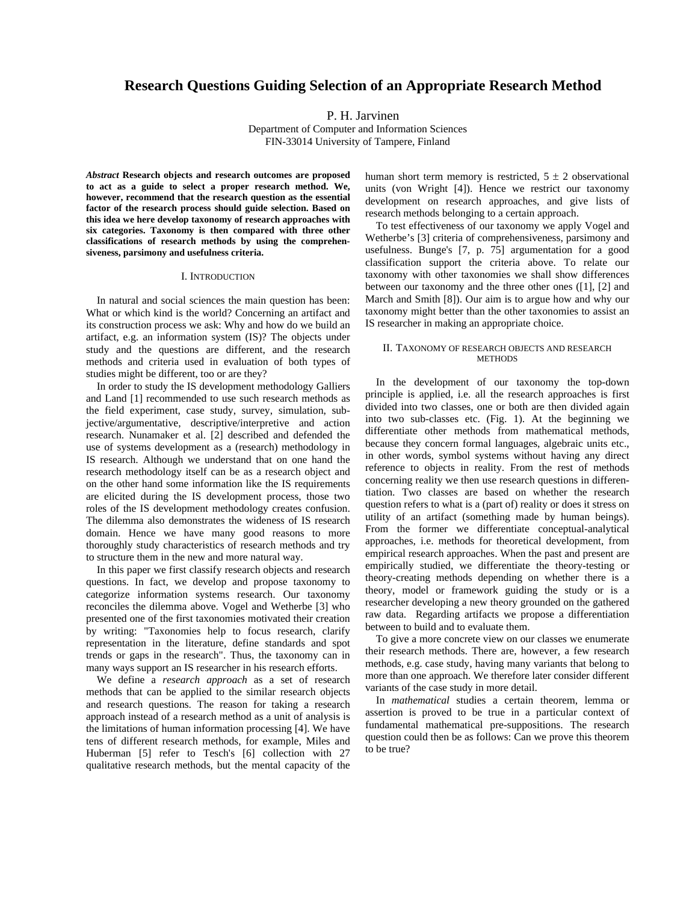# Research Questions Guiding Selection of an Appropriate Research Method

P. H. Jarvinen

Department of Computer and Information Sciences
FIN-33014 University of Tampere, Finland

***Abstract*** **Research objects and research outcomes are proposed to act as a guide to select a proper research method. We, however, recommend that the research question as the essential factor of the research process should guide selection. Based on this idea we here develop taxonomy of research approaches with six categories. Taxonomy is then compared with three other classifications of research methods by using the comprehensiveness, parsimony and usefulness criteria.**

## I. Introduction

In natural and social sciences the main question has been: What or which kind is the world? Concerning an artifact and its construction process we ask: Why and how do we build an artifact, e.g. an information system (IS)? The objects under study and the questions are different, and the research methods and criteria used in evaluation of both types of studies might be different, too or are they?

In order to study the IS development methodology Galliers and Land [1] recommended to use such research methods as the field experiment, case study, survey, simulation, subjective/argumentative, descriptive/interpretive and action research. Nunamaker et al. [2] described and defended the use of systems development as a (research) methodology in IS research. Although we understand that on one hand the research methodology itself can be as a research object and on the other hand some information like the IS requirements are elicited during the IS development process, those two roles of the IS development methodology creates confusion. The dilemma also demonstrates the wideness of IS research domain. Hence we have many good reasons to more thoroughly study characteristics of research methods and try to structure them in the new and more natural way.

In this paper we first classify research objects and research questions. In fact, we develop and propose taxonomy to categorize information systems research. Our taxonomy reconciles the dilemma above. Vogel and Wetherbe [3] who presented one of the first taxonomies motivated their creation by writing: "Taxonomies help to focus research, clarify representation in the literature, define standards and spot trends or gaps in the research". Thus, the taxonomy can in many ways support an IS researcher in his research efforts.

We define a *research approach* as a set of research methods that can be applied to the similar research objects and research questions. The reason for taking a research approach instead of a research method as a unit of analysis is the limitations of human information processing [4]. We have tens of different research methods, for example, Miles and Huberman [5] refer to Tesch's [6] collection with 27 qualitative research methods, but the mental capacity of the human short term memory is restricted, $5 \pm 2$ observational units (von Wright [4]). Hence we restrict our taxonomy development on research approaches, and give lists of research methods belonging to a certain approach.

To test effectiveness of our taxonomy we apply Vogel and Wetherbe's [3] criteria of comprehensiveness, parsimony and usefulness. Bunge's [7, p. 75] argumentation for a good classification support the criteria above. To relate our taxonomy with other taxonomies we shall show differences between our taxonomy and the three other ones ([1], [2] and March and Smith [8]). Our aim is to argue how and why our taxonomy might better than the other taxonomies to assist an IS researcher in making an appropriate choice.

## II. Taxonomy of research objects and research methods

In the development of our taxonomy the top-down principle is applied, i.e. all the research approaches is first divided into two classes, one or both are then divided again into two sub-classes etc. (Fig. 1). At the beginning we differentiate other methods from mathematical methods, because they concern formal languages, algebraic units etc., in other words, symbol systems without having any direct reference to objects in reality. From the rest of methods concerning reality we then use research questions in differentiation. Two classes are based on whether the research question refers to what is a (part of) reality or does it stress on utility of an artifact (something made by human beings). From the former we differentiate conceptual-analytical approaches, i.e. methods for theoretical development, from empirical research approaches. When the past and present are empirically studied, we differentiate the theory-testing or theory-creating methods depending on whether there is a theory, model or framework guiding the study or is a researcher developing a new theory grounded on the gathered raw data. Regarding artifacts we propose a differentiation between to build and to evaluate them.

To give a more concrete view on our classes we enumerate their research methods. There are, however, a few research methods, e.g. case study, having many variants that belong to more than one approach. We therefore later consider different variants of the case study in more detail.

In *mathematical* studies a certain theorem, lemma or assertion is proved to be true in a particular context of fundamental mathematical pre-suppositions. The research question could then be as follows: Can we prove this theorem to be true?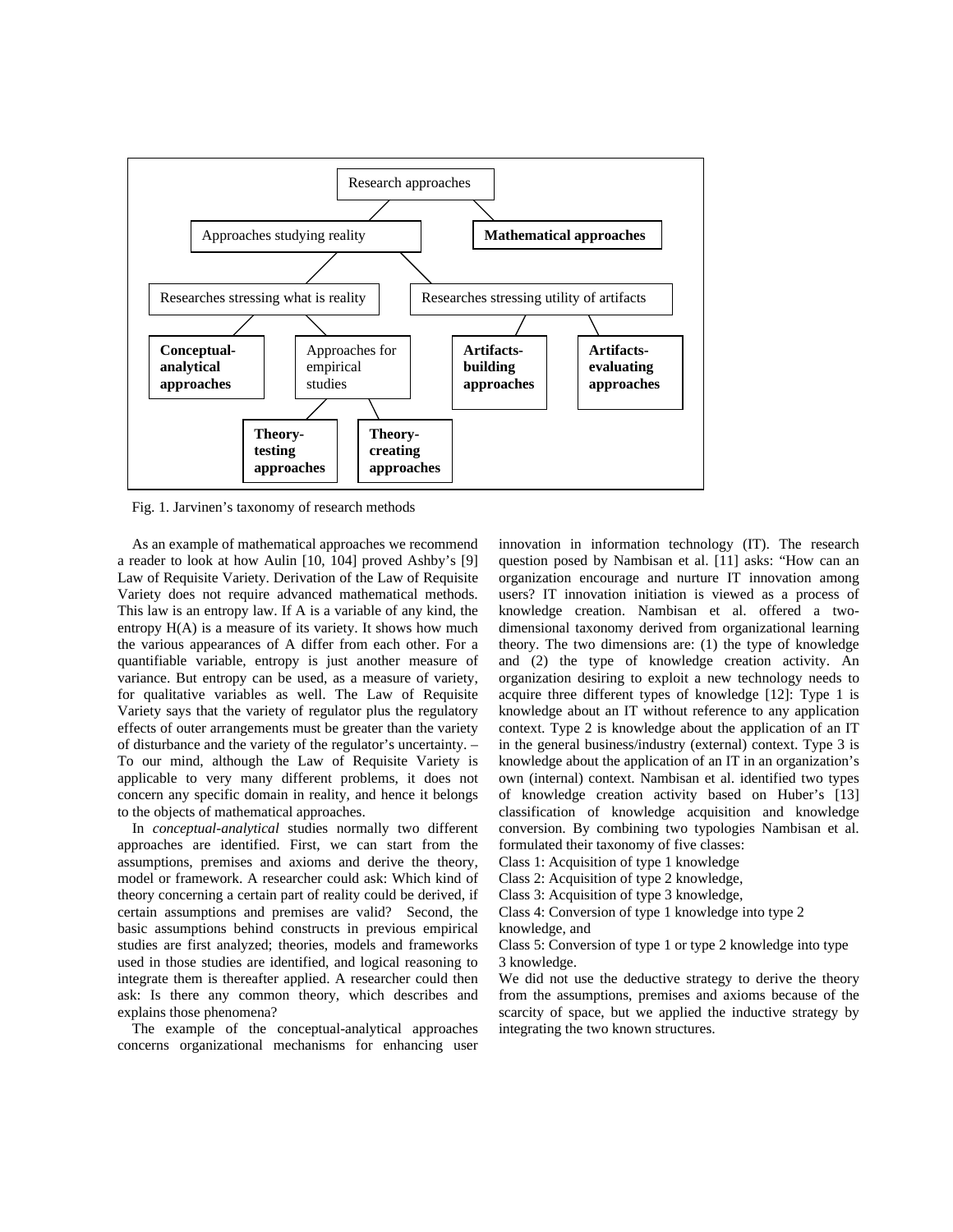- Research approaches
  - Approaches studying reality
    - Researches stressing what is reality
      - **Conceptual-analytical approaches**
      - Approaches for empirical studies
        - **Theory-testing approaches**
        - **Theory-creating approaches**
    - Researches stressing utility of artifacts
      - **Artifacts-building approaches**
      - **Artifacts-evaluating approaches**
  - **Mathematical approaches**

Fig. 1. Jarvinen's taxonomy of research methods

As an example of mathematical approaches we recommend a reader to look at how Aulin [10, 104] proved Ashby's [9] Law of Requisite Variety. Derivation of the Law of Requisite Variety does not require advanced mathematical methods. This law is an entropy law. If A is a variable of any kind, the entropy H(A) is a measure of its variety. It shows how much the various appearances of A differ from each other. For a quantifiable variable, entropy is just another measure of variance. But entropy can be used, as a measure of variety, for qualitative variables as well. The Law of Requisite Variety says that the variety of regulator plus the regulatory effects of outer arrangements must be greater than the variety of disturbance and the variety of the regulator's uncertainty. – To our mind, although the Law of Requisite Variety is applicable to very many different problems, it does not concern any specific domain in reality, and hence it belongs to the objects of mathematical approaches.

In *conceptual-analytical* studies normally two different approaches are identified. First, we can start from the assumptions, premises and axioms and derive the theory, model or framework. A researcher could ask: Which kind of theory concerning a certain part of reality could be derived, if certain assumptions and premises are valid? Second, the basic assumptions behind constructs in previous empirical studies are first analyzed; theories, models and frameworks used in those studies are identified, and logical reasoning to integrate them is thereafter applied. A researcher could then ask: Is there any common theory, which describes and explains those phenomena?

The example of the conceptual-analytical approaches concerns organizational mechanisms for enhancing user innovation in information technology (IT). The research question posed by Nambisan et al. [11] asks: "How can an organization encourage and nurture IT innovation among users? IT innovation initiation is viewed as a process of knowledge creation. Nambisan et al. offered a two-dimensional taxonomy derived from organizational learning theory. The two dimensions are: (1) the type of knowledge and (2) the type of knowledge creation activity. An organization desiring to exploit a new technology needs to acquire three different types of knowledge [12]: Type 1 is knowledge about an IT without reference to any application context. Type 2 is knowledge about the application of an IT in the general business/industry (external) context. Type 3 is knowledge about the application of an IT in an organization's own (internal) context. Nambisan et al. identified two types of knowledge creation activity based on Huber's [13] classification of knowledge acquisition and knowledge conversion. By combining two typologies Nambisan et al. formulated their taxonomy of five classes:

Class 1: Acquisition of type 1 knowledge

Class 2: Acquisition of type 2 knowledge,

Class 3: Acquisition of type 3 knowledge,

Class 4: Conversion of type 1 knowledge into type 2 knowledge, and

Class 5: Conversion of type 1 or type 2 knowledge into type 3 knowledge.

We did not use the deductive strategy to derive the theory from the assumptions, premises and axioms because of the scarcity of space, but we applied the inductive strategy by integrating the two known structures.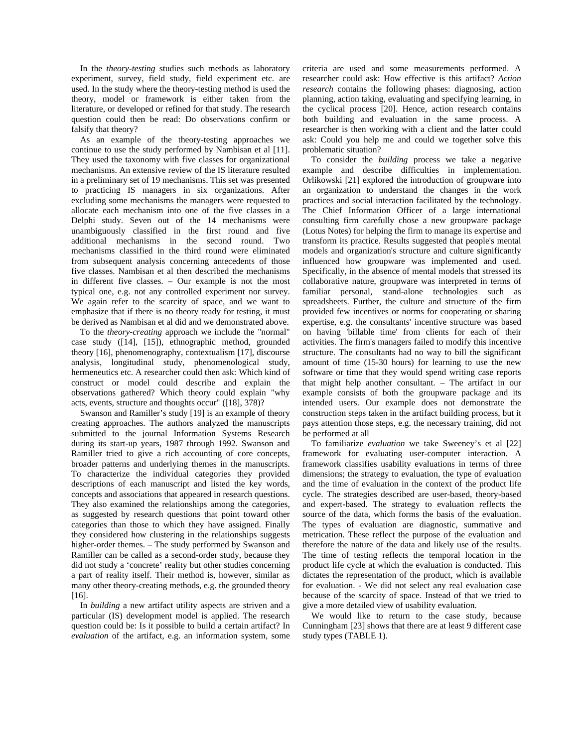In the *theory-testing* studies such methods as laboratory experiment, survey, field study, field experiment etc. are used. In the study where the theory-testing method is used the theory, model or framework is either taken from the literature, or developed or refined for that study. The research question could then be read: Do observations confirm or falsify that theory?

As an example of the theory-testing approaches we continue to use the study performed by Nambisan et al [11]. They used the taxonomy with five classes for organizational mechanisms. An extensive review of the IS literature resulted in a preliminary set of 19 mechanisms. This set was presented to practicing IS managers in six organizations. After excluding some mechanisms the managers were requested to allocate each mechanism into one of the five classes in a Delphi study. Seven out of the 14 mechanisms were unambiguously classified in the first round and five additional mechanisms in the second round. Two mechanisms classified in the third round were eliminated from subsequent analysis concerning antecedents of those five classes. Nambisan et al then described the mechanisms in different five classes. – Our example is not the most typical one, e.g. not any controlled experiment nor survey. We again refer to the scarcity of space, and we want to emphasize that if there is no theory ready for testing, it must be derived as Nambisan et al did and we demonstrated above.

To the *theory-creating* approach we include the "normal" case study ([14], [15]), ethnographic method, grounded theory [16], phenomenography, contextualism [17], discourse analysis, longitudinal study, phenomenological study, hermeneutics etc. A researcher could then ask: Which kind of construct or model could describe and explain the observations gathered? Which theory could explain "why acts, events, structure and thoughts occur" ([18], 378)?

Swanson and Ramiller's study [19] is an example of theory creating approaches. The authors analyzed the manuscripts submitted to the journal Information Systems Research during its start-up years, 1987 through 1992. Swanson and Ramiller tried to give a rich accounting of core concepts, broader patterns and underlying themes in the manuscripts. To characterize the individual categories they provided descriptions of each manuscript and listed the key words, concepts and associations that appeared in research questions. They also examined the relationships among the categories, as suggested by research questions that point toward other categories than those to which they have assigned. Finally they considered how clustering in the relationships suggests higher-order themes. – The study performed by Swanson and Ramiller can be called as a second-order study, because they did not study a 'concrete' reality but other studies concerning a part of reality itself. Their method is, however, similar as many other theory-creating methods, e.g. the grounded theory [16].

In *building* a new artifact utility aspects are striven and a particular (IS) development model is applied. The research question could be: Is it possible to build a certain artifact? In *evaluation* of the artifact, e.g. an information system, some criteria are used and some measurements performed. A researcher could ask: How effective is this artifact? *Action research* contains the following phases: diagnosing, action planning, action taking, evaluating and specifying learning, in the cyclical process [20]. Hence, action research contains both building and evaluation in the same process. A researcher is then working with a client and the latter could ask: Could you help me and could we together solve this problematic situation?

To consider the *building* process we take a negative example and describe difficulties in implementation. Orlikowski [21] explored the introduction of groupware into an organization to understand the changes in the work practices and social interaction facilitated by the technology. The Chief Information Officer of a large international consulting firm carefully chose a new groupware package (Lotus Notes) for helping the firm to manage its expertise and transform its practice. Results suggested that people's mental models and organization's structure and culture significantly influenced how groupware was implemented and used. Specifically, in the absence of mental models that stressed its collaborative nature, groupware was interpreted in terms of familiar personal, stand-alone technologies such as spreadsheets. Further, the culture and structure of the firm provided few incentives or norms for cooperating or sharing expertise, e.g. the consultants' incentive structure was based on having 'billable time' from clients for each of their activities. The firm's managers failed to modify this incentive structure. The consultants had no way to bill the significant amount of time (15-30 hours) for learning to use the new software or time that they would spend writing case reports that might help another consultant. – The artifact in our example consists of both the groupware package and its intended users. Our example does not demonstrate the construction steps taken in the artifact building process, but it pays attention those steps, e.g. the necessary training, did not be performed at all

To familiarize *evaluation* we take Sweeney's et al [22] framework for evaluating user-computer interaction. A framework classifies usability evaluations in terms of three dimensions; the strategy to evaluation, the type of evaluation and the time of evaluation in the context of the product life cycle. The strategies described are user-based, theory-based and expert-based. The strategy to evaluation reflects the source of the data, which forms the basis of the evaluation. The types of evaluation are diagnostic, summative and metrication. These reflect the purpose of the evaluation and therefore the nature of the data and likely use of the results. The time of testing reflects the temporal location in the product life cycle at which the evaluation is conducted. This dictates the representation of the product, which is available for evaluation. - We did not select any real evaluation case because of the scarcity of space. Instead of that we tried to give a more detailed view of usability evaluation.

We would like to return to the case study, because Cunningham [23] shows that there are at least 9 different case study types (TABLE 1).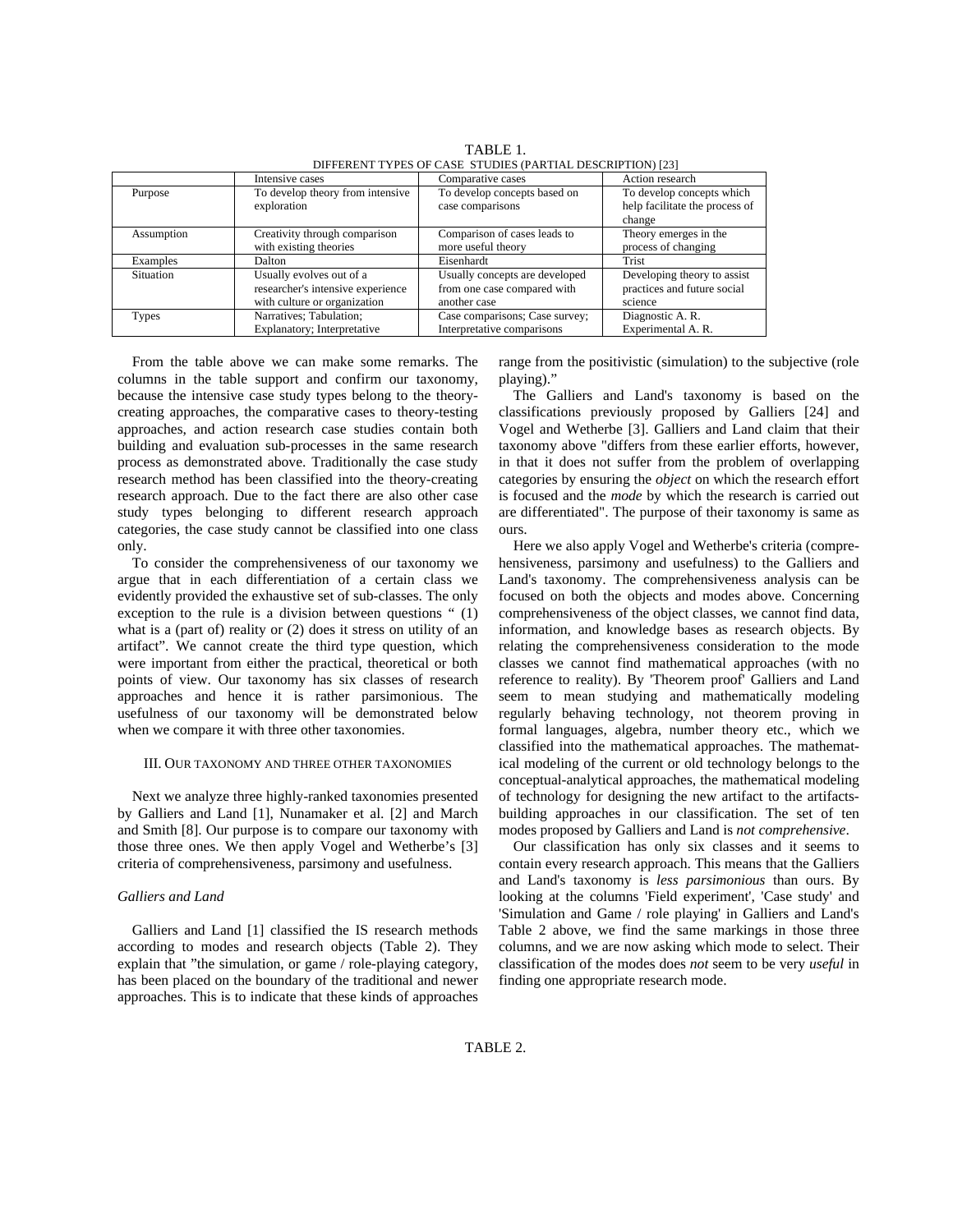TABLE 1.
DIFFERENT TYPES OF CASE STUDIES (PARTIAL DESCRIPTION) [23]

| | Intensive cases | Comparative cases | Action research |
|---|---|---|---|
| Purpose | To develop theory from intensive exploration | To develop concepts based on case comparisons | To develop concepts which help facilitate the process of change |
| Assumption | Creativity through comparison with existing theories | Comparison of cases leads to more useful theory | Theory emerges in the process of changing |
| Examples | Dalton | Eisenhardt | Trist |
| Situation | Usually evolves out of a researcher's intensive experience with culture or organization | Usually concepts are developed from one case compared with another case | Developing theory to assist practices and future social science |
| Types | Narratives; Tabulation; Explanatory; Interpretative | Case comparisons; Case survey; Interpretative comparisons | Diagnostic A. R. Experimental A. R. |

From the table above we can make some remarks. The columns in the table support and confirm our taxonomy, because the intensive case study types belong to the theory-creating approaches, the comparative cases to theory-testing approaches, and action research case studies contain both building and evaluation sub-processes in the same research process as demonstrated above. Traditionally the case study research method has been classified into the theory-creating research approach. Due to the fact there are also other case study types belonging to different research approach categories, the case study cannot be classified into one class only.

To consider the comprehensiveness of our taxonomy we argue that in each differentiation of a certain class we evidently provided the exhaustive set of sub-classes. The only exception to the rule is a division between questions " (1) what is a (part of) reality or (2) does it stress on utility of an artifact". We cannot create the third type question, which were important from either the practical, theoretical or both points of view. Our taxonomy has six classes of research approaches and hence it is rather parsimonious. The usefulness of our taxonomy will be demonstrated below when we compare it with three other taxonomies.

## III. Our taxonomy and three other taxonomies

Next we analyze three highly-ranked taxonomies presented by Galliers and Land [1], Nunamaker et al. [2] and March and Smith [8]. Our purpose is to compare our taxonomy with those three ones. We then apply Vogel and Wetherbe's [3] criteria of comprehensiveness, parsimony and usefulness.

### *Galliers and Land*

Galliers and Land [1] classified the IS research methods according to modes and research objects (Table 2). They explain that "the simulation, or game / role-playing category, has been placed on the boundary of the traditional and newer approaches. This is to indicate that these kinds of approaches range from the positivistic (simulation) to the subjective (role playing)."

The Galliers and Land's taxonomy is based on the classifications previously proposed by Galliers [24] and Vogel and Wetherbe [3]. Galliers and Land claim that their taxonomy above "differs from these earlier efforts, however, in that it does not suffer from the problem of overlapping categories by ensuring the *object* on which the research effort is focused and the *mode* by which the research is carried out are differentiated". The purpose of their taxonomy is same as ours.

Here we also apply Vogel and Wetherbe's criteria (comprehensiveness, parsimony and usefulness) to the Galliers and Land's taxonomy. The comprehensiveness analysis can be focused on both the objects and modes above. Concerning comprehensiveness of the object classes, we cannot find data, information, and knowledge bases as research objects. By relating the comprehensiveness consideration to the mode classes we cannot find mathematical approaches (with no reference to reality). By 'Theorem proof' Galliers and Land seem to mean studying and mathematically modeling regularly behaving technology, not theorem proving in formal languages, algebra, number theory etc., which we classified into the mathematical approaches. The mathematical modeling of the current or old technology belongs to the conceptual-analytical approaches, the mathematical modeling of technology for designing the new artifact to the artifacts-building approaches in our classification. The set of ten modes proposed by Galliers and Land is *not comprehensive*.

Our classification has only six classes and it seems to contain every research approach. This means that the Galliers and Land's taxonomy is *less parsimonious* than ours. By looking at the columns 'Field experiment', 'Case study' and 'Simulation and Game / role playing' in Galliers and Land's Table 2 above, we find the same markings in those three columns, and we are now asking which mode to select. Their classification of the modes does *not* seem to be very *useful* in finding one appropriate research mode.

TABLE 2.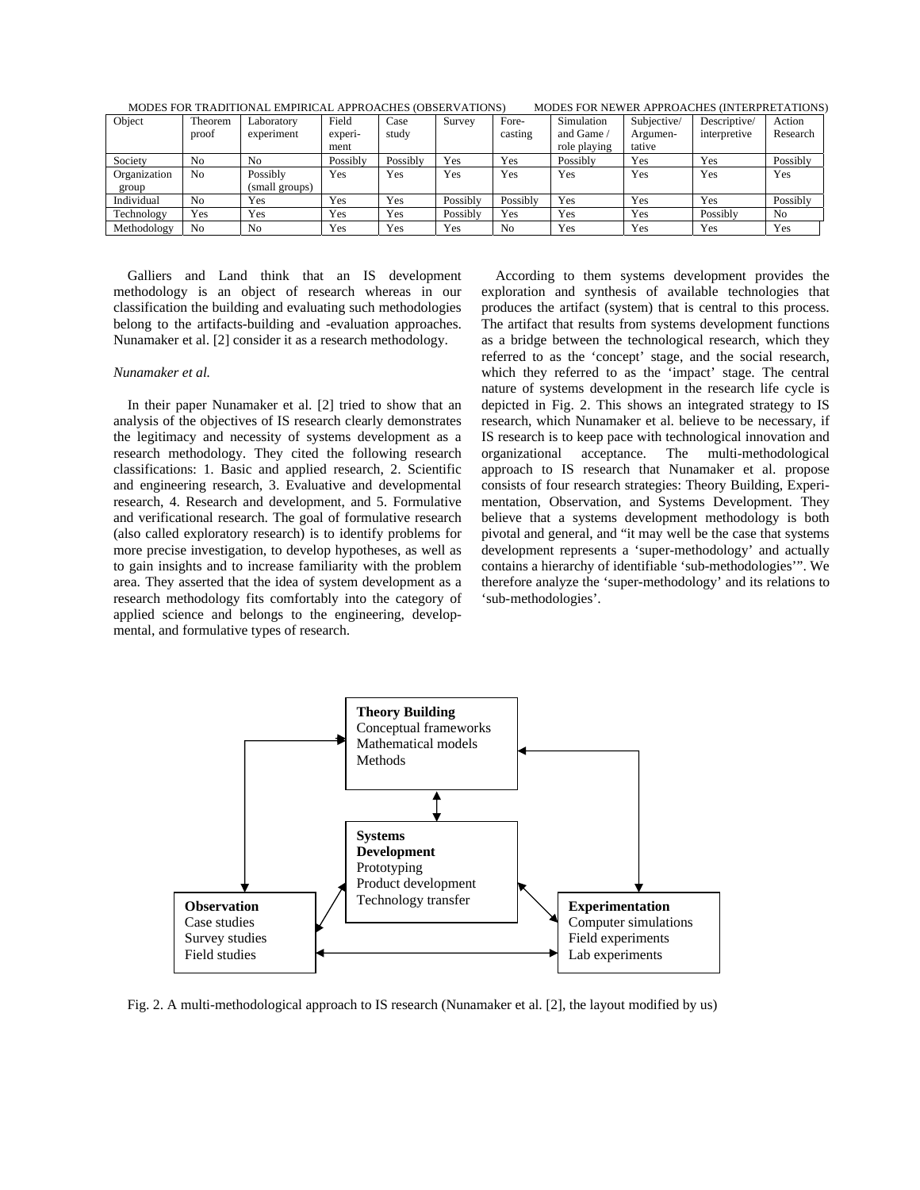| | MODES FOR TRADITIONAL EMPIRICAL APPROACHES (OBSERVATIONS) | | | | | | MODES FOR NEWER APPROACHES (INTERPRETATIONS) | | | |
|---|---|---|---|---|---|---|---|---|---|---|
| Object | Theorem proof | Laboratory experiment | Field experi-ment | Case study | Survey | Fore-casting | Simulation and Game / role playing | Subjective/ Argumen-tative | Descriptive/ interpretive | Action Research |
| Society | No | No | Possibly | Possibly | Yes | Yes | Possibly | Yes | Yes | Possibly |
| Organization group | No | Possibly (small groups) | Yes | Yes | Yes | Yes | Yes | Yes | Yes | Yes |
| Individual | No | Yes | Yes | Yes | Possibly | Possibly | Yes | Yes | Yes | Possibly |
| Technology | Yes | Yes | Yes | Yes | Possibly | Yes | Yes | Yes | Possibly | No |
| Methodology | No | No | Yes | Yes | Yes | No | Yes | Yes | Yes | Yes |

Galliers and Land think that an IS development methodology is an object of research whereas in our classification the building and evaluating such methodologies belong to the artifacts-building and -evaluation approaches. Nunamaker et al. [2] consider it as a research methodology.

*Nunamaker et al.*

In their paper Nunamaker et al. [2] tried to show that an analysis of the objectives of IS research clearly demonstrates the legitimacy and necessity of systems development as a research methodology. They cited the following research classifications: 1. Basic and applied research, 2. Scientific and engineering research, 3. Evaluative and developmental research, 4. Research and development, and 5. Formulative and verificational research. The goal of formulative research (also called exploratory research) is to identify problems for more precise investigation, to develop hypotheses, as well as to gain insights and to increase familiarity with the problem area. They asserted that the idea of system development as a research methodology fits comfortably into the category of applied science and belongs to the engineering, developmental, and formulative types of research.

According to them systems development provides the exploration and synthesis of available technologies that produces the artifact (system) that is central to this process. The artifact that results from systems development functions as a bridge between the technological research, which they referred to as the 'concept' stage, and the social research, which they referred to as the 'impact' stage. The central nature of systems development in the research life cycle is depicted in Fig. 2. This shows an integrated strategy to IS research, which Nunamaker et al. believe to be necessary, if IS research is to keep pace with technological innovation and organizational acceptance. The multi-methodological approach to IS research that Nunamaker et al. propose consists of four research strategies: Theory Building, Experimentation, Observation, and Systems Development. They believe that a systems development methodology is both pivotal and general, and "it may well be the case that systems development represents a 'super-methodology' and actually contains a hierarchy of identifiable 'sub-methodologies'". We therefore analyze the 'super-methodology' and its relations to 'sub-methodologies'.

**Theory Building**
Conceptual frameworks
Mathematical models
Methods

**Systems Development**
Prototyping
Product development
Technology transfer

**Observation**
Case studies
Survey studies
Field studies

**Experimentation**
Computer simulations
Field experiments
Lab experiments

Fig. 2. A multi-methodological approach to IS research (Nunamaker et al. [2], the layout modified by us)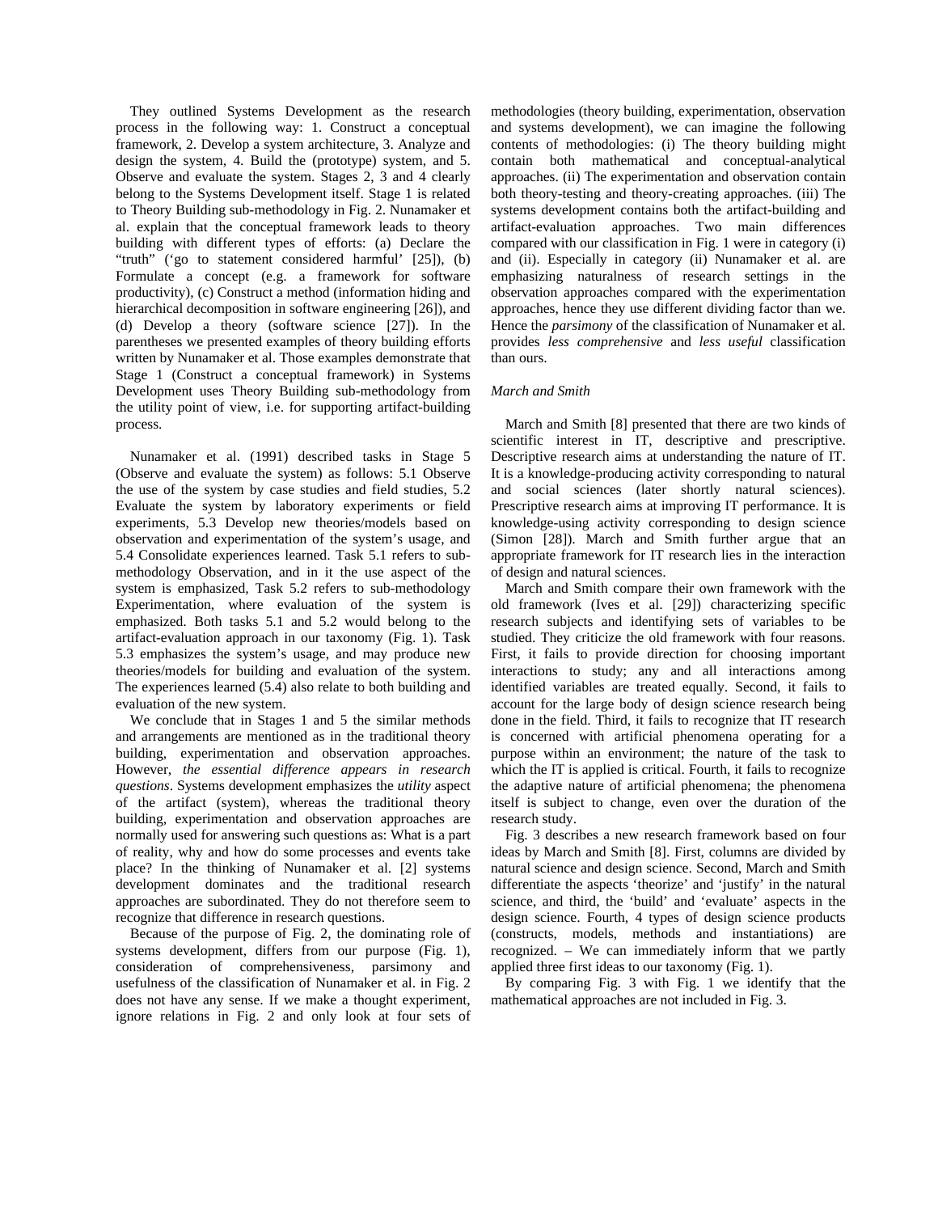They outlined Systems Development as the research process in the following way: 1. Construct a conceptual framework, 2. Develop a system architecture, 3. Analyze and design the system, 4. Build the (prototype) system, and 5. Observe and evaluate the system. Stages 2, 3 and 4 clearly belong to the Systems Development itself. Stage 1 is related to Theory Building sub-methodology in Fig. 2. Nunamaker et al. explain that the conceptual framework leads to theory building with different types of efforts: (a) Declare the "truth" ('go to statement considered harmful' [25]), (b) Formulate a concept (e.g. a framework for software productivity), (c) Construct a method (information hiding and hierarchical decomposition in software engineering [26]), and (d) Develop a theory (software science [27]). In the parentheses we presented examples of theory building efforts written by Nunamaker et al. Those examples demonstrate that Stage 1 (Construct a conceptual framework) in Systems Development uses Theory Building sub-methodology from the utility point of view, i.e. for supporting artifact-building process.

Nunamaker et al. (1991) described tasks in Stage 5 (Observe and evaluate the system) as follows: 5.1 Observe the use of the system by case studies and field studies, 5.2 Evaluate the system by laboratory experiments or field experiments, 5.3 Develop new theories/models based on observation and experimentation of the system's usage, and 5.4 Consolidate experiences learned. Task 5.1 refers to sub-methodology Observation, and in it the use aspect of the system is emphasized, Task 5.2 refers to sub-methodology Experimentation, where evaluation of the system is emphasized. Both tasks 5.1 and 5.2 would belong to the artifact-evaluation approach in our taxonomy (Fig. 1). Task 5.3 emphasizes the system's usage, and may produce new theories/models for building and evaluation of the system. The experiences learned (5.4) also relate to both building and evaluation of the new system.

We conclude that in Stages 1 and 5 the similar methods and arrangements are mentioned as in the traditional theory building, experimentation and observation approaches. However, *the essential difference appears in research questions*. Systems development emphasizes the *utility* aspect of the artifact (system), whereas the traditional theory building, experimentation and observation approaches are normally used for answering such questions as: What is a part of reality, why and how do some processes and events take place? In the thinking of Nunamaker et al. [2] systems development dominates and the traditional research approaches are subordinated. They do not therefore seem to recognize that difference in research questions.

Because of the purpose of Fig. 2, the dominating role of systems development, differs from our purpose (Fig. 1), consideration of comprehensiveness, parsimony and usefulness of the classification of Nunamaker et al. in Fig. 2 does not have any sense. If we make a thought experiment, ignore relations in Fig. 2 and only look at four sets of methodologies (theory building, experimentation, observation and systems development), we can imagine the following contents of methodologies: (i) The theory building might contain both mathematical and conceptual-analytical approaches. (ii) The experimentation and observation contain both theory-testing and theory-creating approaches. (iii) The systems development contains both the artifact-building and artifact-evaluation approaches. Two main differences compared with our classification in Fig. 1 were in category (i) and (ii). Especially in category (ii) Nunamaker et al. are emphasizing naturalness of research settings in the observation approaches compared with the experimentation approaches, hence they use different dividing factor than we. Hence the *parsimony* of the classification of Nunamaker et al. provides *less comprehensive* and *less useful* classification than ours.

*March and Smith*

March and Smith [8] presented that there are two kinds of scientific interest in IT, descriptive and prescriptive. Descriptive research aims at understanding the nature of IT. It is a knowledge-producing activity corresponding to natural and social sciences (later shortly natural sciences). Prescriptive research aims at improving IT performance. It is knowledge-using activity corresponding to design science (Simon [28]). March and Smith further argue that an appropriate framework for IT research lies in the interaction of design and natural sciences.

March and Smith compare their own framework with the old framework (Ives et al. [29]) characterizing specific research subjects and identifying sets of variables to be studied. They criticize the old framework with four reasons. First, it fails to provide direction for choosing important interactions to study; any and all interactions among identified variables are treated equally. Second, it fails to account for the large body of design science research being done in the field. Third, it fails to recognize that IT research is concerned with artificial phenomena operating for a purpose within an environment; the nature of the task to which the IT is applied is critical. Fourth, it fails to recognize the adaptive nature of artificial phenomena; the phenomena itself is subject to change, even over the duration of the research study.

Fig. 3 describes a new research framework based on four ideas by March and Smith [8]. First, columns are divided by natural science and design science. Second, March and Smith differentiate the aspects 'theorize' and 'justify' in the natural science, and third, the 'build' and 'evaluate' aspects in the design science. Fourth, 4 types of design science products (constructs, models, methods and instantiations) are recognized. – We can immediately inform that we partly applied three first ideas to our taxonomy (Fig. 1).

By comparing Fig. 3 with Fig. 1 we identify that the mathematical approaches are not included in Fig. 3.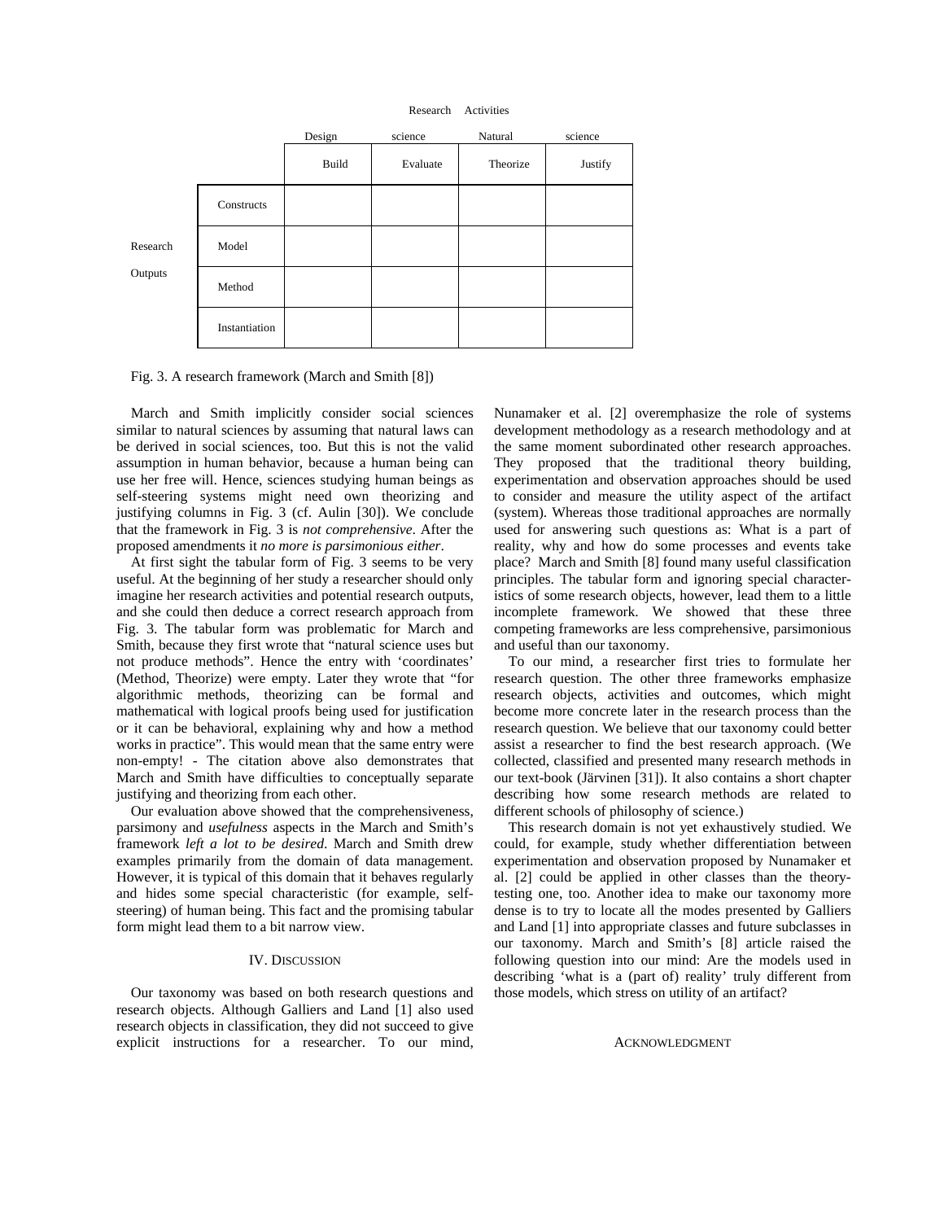| | | Research Activities | | | |
|---|---|---|---|---|---|
| | | Design science | | Natural science | |
| | | Build | Evaluate | Theorize | Justify |
| Research Outputs | Constructs | | | | |
| | Model | | | | |
| | Method | | | | |
| | Instantiation | | | | |

Fig. 3. A research framework (March and Smith [8])

March and Smith implicitly consider social sciences similar to natural sciences by assuming that natural laws can be derived in social sciences, too. But this is not the valid assumption in human behavior, because a human being can use her free will. Hence, sciences studying human beings as self-steering systems might need own theorizing and justifying columns in Fig. 3 (cf. Aulin [30]). We conclude that the framework in Fig. 3 is *not comprehensive*. After the proposed amendments it *no more is parsimonious either*.

At first sight the tabular form of Fig. 3 seems to be very useful. At the beginning of her study a researcher should only imagine her research activities and potential research outputs, and she could then deduce a correct research approach from Fig. 3. The tabular form was problematic for March and Smith, because they first wrote that "natural science uses but not produce methods". Hence the entry with 'coordinates' (Method, Theorize) were empty. Later they wrote that "for algorithmic methods, theorizing can be formal and mathematical with logical proofs being used for justification or it can be behavioral, explaining why and how a method works in practice". This would mean that the same entry were non-empty! - The citation above also demonstrates that March and Smith have difficulties to conceptually separate justifying and theorizing from each other.

Our evaluation above showed that the comprehensiveness, parsimony and *usefulness* aspects in the March and Smith's framework *left a lot to be desired*. March and Smith drew examples primarily from the domain of data management. However, it is typical of this domain that it behaves regularly and hides some special characteristic (for example, self-steering) of human being. This fact and the promising tabular form might lead them to a bit narrow view.

## IV. Discussion

Our taxonomy was based on both research questions and research objects. Although Galliers and Land [1] also used research objects in classification, they did not succeed to give explicit instructions for a researcher. To our mind, Nunamaker et al. [2] overemphasize the role of systems development methodology as a research methodology and at the same moment subordinated other research approaches. They proposed that the traditional theory building, experimentation and observation approaches should be used to consider and measure the utility aspect of the artifact (system). Whereas those traditional approaches are normally used for answering such questions as: What is a part of reality, why and how do some processes and events take place? March and Smith [8] found many useful classification principles. The tabular form and ignoring special characteristics of some research objects, however, lead them to a little incomplete framework. We showed that these three competing frameworks are less comprehensive, parsimonious and useful than our taxonomy.

To our mind, a researcher first tries to formulate her research question. The other three frameworks emphasize research objects, activities and outcomes, which might become more concrete later in the research process than the research question. We believe that our taxonomy could better assist a researcher to find the best research approach. (We collected, classified and presented many research methods in our text-book (Järvinen [31]). It also contains a short chapter describing how some research methods are related to different schools of philosophy of science.)

This research domain is not yet exhaustively studied. We could, for example, study whether differentiation between experimentation and observation proposed by Nunamaker et al. [2] could be applied in other classes than the theory-testing one, too. Another idea to make our taxonomy more dense is to try to locate all the modes presented by Galliers and Land [1] into appropriate classes and future subclasses in our taxonomy. March and Smith's [8] article raised the following question into our mind: Are the models used in describing 'what is a (part of) reality' truly different from those models, which stress on utility of an artifact?

## Acknowledgment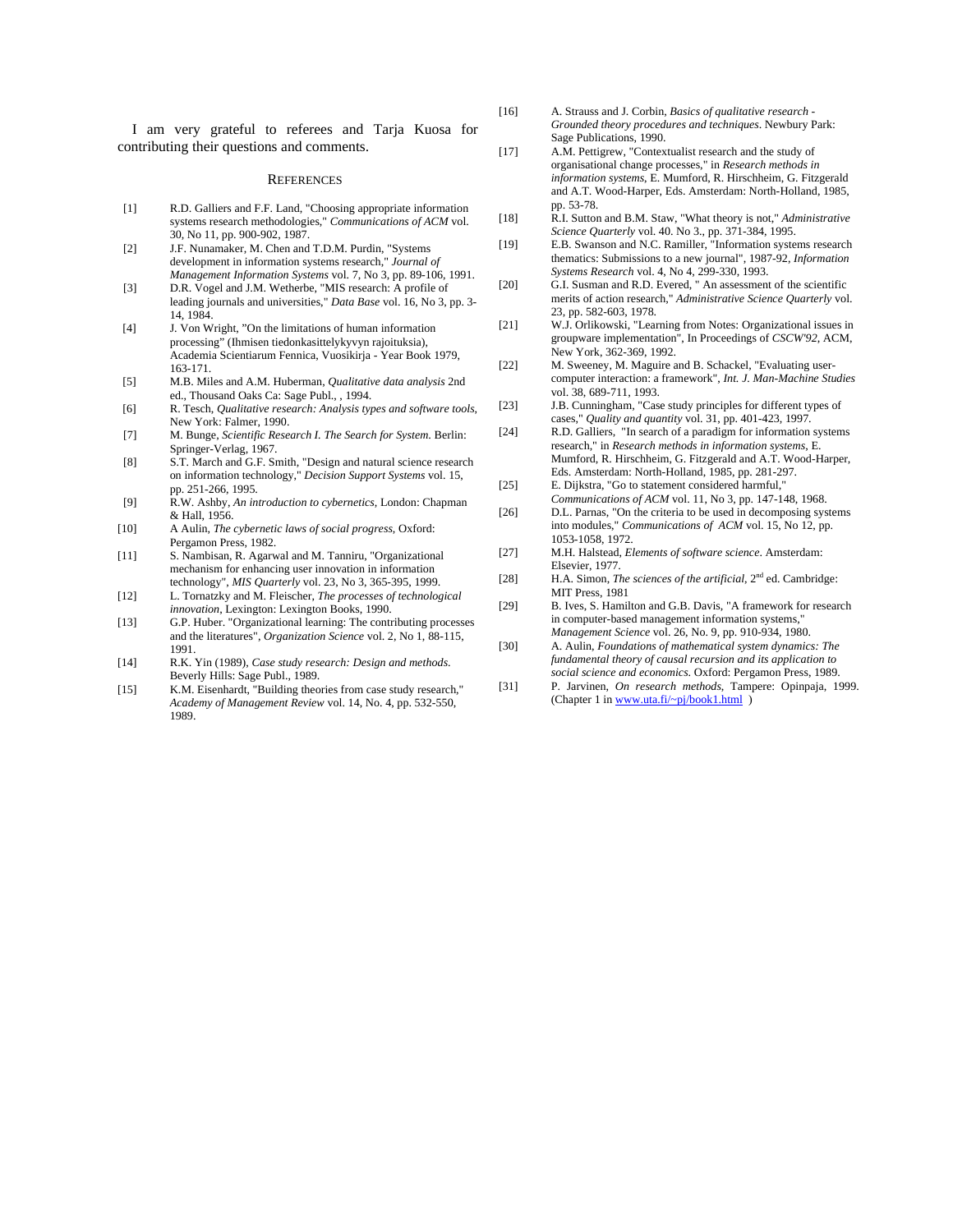I am very grateful to referees and Tarja Kuosa for contributing their questions and comments.

## References

[1] R.D. Galliers and F.F. Land, "Choosing appropriate information systems research methodologies," *Communications of ACM* vol. 30, No 11, pp. 900-902, 1987.

[2] J.F. Nunamaker, M. Chen and T.D.M. Purdin, "Systems development in information systems research," *Journal of Management Information Systems* vol. 7, No 3, pp. 89-106, 1991.

[3] D.R. Vogel and J.M. Wetherbe, "MIS research: A profile of leading journals and universities," *Data Base* vol. 16, No 3, pp. 3-14, 1984.

[4] J. Von Wright, "On the limitations of human information processing" (Ihmisen tiedonkasittelykyvyn rajoituksia), Academia Scientiarum Fennica, Vuosikirja - Year Book 1979, 163-171.

[5] M.B. Miles and A.M. Huberman, *Qualitative data analysis* 2nd ed., Thousand Oaks Ca: Sage Publ., , 1994.

[6] R. Tesch, *Qualitative research: Analysis types and software tools*, New York: Falmer, 1990.

[7] M. Bunge, *Scientific Research I. The Search for System.* Berlin: Springer-Verlag, 1967.

[8] S.T. March and G.F. Smith, "Design and natural science research on information technology," *Decision Support Systems* vol. 15, pp. 251-266, 1995.

[9] R.W. Ashby, *An introduction to cybernetics*, London: Chapman & Hall, 1956.

[10] A Aulin, *The cybernetic laws of social progress*, Oxford: Pergamon Press, 1982.

[11] S. Nambisan, R. Agarwal and M. Tanniru, "Organizational mechanism for enhancing user innovation in information technology", *MIS Quarterly* vol. 23, No 3, 365-395, 1999.

[12] L. Tornatzky and M. Fleischer, *The processes of technological innovation*, Lexington: Lexington Books, 1990.

[13] G.P. Huber. "Organizational learning: The contributing processes and the literatures", *Organization Science* vol. 2, No 1, 88-115, 1991.

[14] R.K. Yin (1989), *Case study research: Design and methods.* Beverly Hills: Sage Publ., 1989.

[15] K.M. Eisenhardt, "Building theories from case study research," *Academy of Management Review* vol. 14, No. 4, pp. 532-550, 1989.

[16] A. Strauss and J. Corbin, *Basics of qualitative research - Grounded theory procedures and techniques*. Newbury Park: Sage Publications, 1990.

[17] A.M. Pettigrew, "Contextualist research and the study of organisational change processes," in *Research methods in information systems*, E. Mumford, R. Hirschheim, G. Fitzgerald and A.T. Wood-Harper, Eds. Amsterdam: North-Holland, 1985, pp. 53-78.

[18] R.I. Sutton and B.M. Staw, "What theory is not," *Administrative Science Quarterly* vol. 40. No 3., pp. 371-384, 1995.

[19] E.B. Swanson and N.C. Ramiller, "Information systems research thematics: Submissions to a new journal", 1987-92, *Information Systems Research* vol. 4, No 4, 299-330, 1993.

[20] G.I. Susman and R.D. Evered, " An assessment of the scientific merits of action research," *Administrative Science Quarterly* vol. 23, pp. 582-603, 1978.

[21] W.J. Orlikowski, "Learning from Notes: Organizational issues in groupware implementation", In Proceedings of *CSCW'92*, ACM, New York, 362-369, 1992.

[22] M. Sweeney, M. Maguire and B. Schackel, "Evaluating user-computer interaction: a framework", *Int. J. Man-Machine Studies* vol. 38, 689-711, 1993.

[23] J.B. Cunningham, "Case study principles for different types of cases," *Quality and quantity* vol. 31, pp. 401-423, 1997.

[24] R.D. Galliers, "In search of a paradigm for information systems research," in *Research methods in information systems*, E. Mumford, R. Hirschheim, G. Fitzgerald and A.T. Wood-Harper, Eds. Amsterdam: North-Holland, 1985, pp. 281-297.

[25] E. Dijkstra, "Go to statement considered harmful," *Communications of ACM* vol. 11, No 3, pp. 147-148, 1968.

[26] D.L. Parnas, "On the criteria to be used in decomposing systems into modules," *Communications of ACM* vol. 15, No 12, pp. 1053-1058, 1972.

[27] M.H. Halstead, *Elements of software science*. Amsterdam: Elsevier, 1977.

[28] H.A. Simon, *The sciences of the artificial*, 2nd ed. Cambridge: MIT Press, 1981

[29] B. Ives, S. Hamilton and G.B. Davis, "A framework for research in computer-based management information systems," *Management Science* vol. 26, No. 9, pp. 910-934, 1980.

[30] A. Aulin, *Foundations of mathematical system dynamics: The fundamental theory of causal recursion and its application to social science and economics.* Oxford: Pergamon Press, 1989.

[31] P. Jarvinen, *On research methods*, Tampere: Opinpaja, 1999. (Chapter 1 in www.uta.fi/~pj/book1.html )